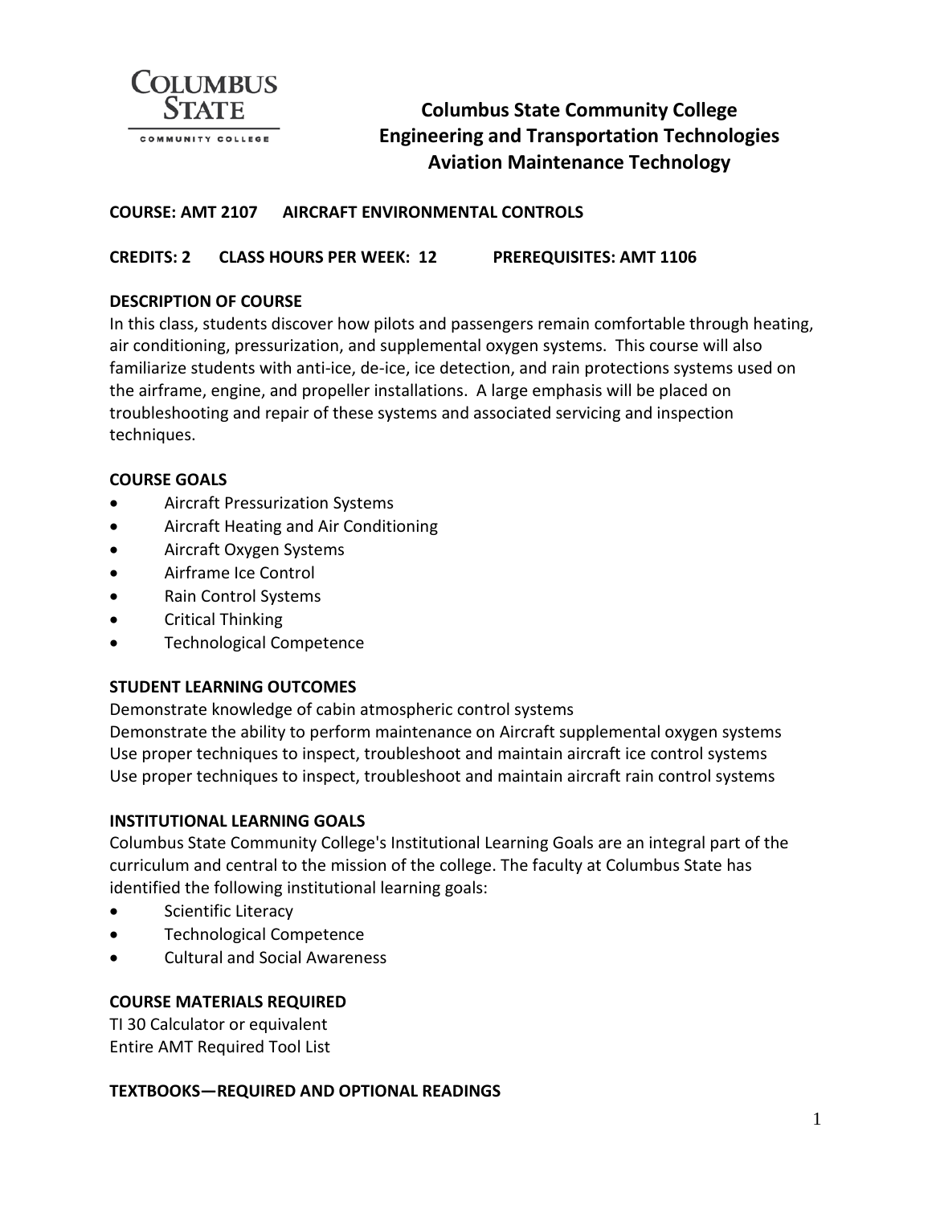# Columbus State Community College
## Engineering and Transportation Technologies
## Aviation Maintenance Technology

**COURSE: AMT 2107 AIRCRAFT ENVIRONMENTAL CONTROLS**

**CREDITS: 2 CLASS HOURS PER WEEK: 12 PREREQUISITES: AMT 1106**

**DESCRIPTION OF COURSE**

In this class, students discover how pilots and passengers remain comfortable through heating, air conditioning, pressurization, and supplemental oxygen systems. This course will also familiarize students with anti-ice, de-ice, ice detection, and rain protections systems used on the airframe, engine, and propeller installations. A large emphasis will be placed on troubleshooting and repair of these systems and associated servicing and inspection techniques.

**COURSE GOALS**

- Aircraft Pressurization Systems
- Aircraft Heating and Air Conditioning
- Aircraft Oxygen Systems
- Airframe Ice Control
- Rain Control Systems
- Critical Thinking
- Technological Competence

**STUDENT LEARNING OUTCOMES**

Demonstrate knowledge of cabin atmospheric control systems
Demonstrate the ability to perform maintenance on Aircraft supplemental oxygen systems
Use proper techniques to inspect, troubleshoot and maintain aircraft ice control systems
Use proper techniques to inspect, troubleshoot and maintain aircraft rain control systems

**INSTITUTIONAL LEARNING GOALS**

Columbus State Community College's Institutional Learning Goals are an integral part of the curriculum and central to the mission of the college. The faculty at Columbus State has identified the following institutional learning goals:

- Scientific Literacy
- Technological Competence
- Cultural and Social Awareness

**COURSE MATERIALS REQUIRED**

TI 30 Calculator or equivalent
Entire AMT Required Tool List

**TEXTBOOKS—REQUIRED AND OPTIONAL READINGS**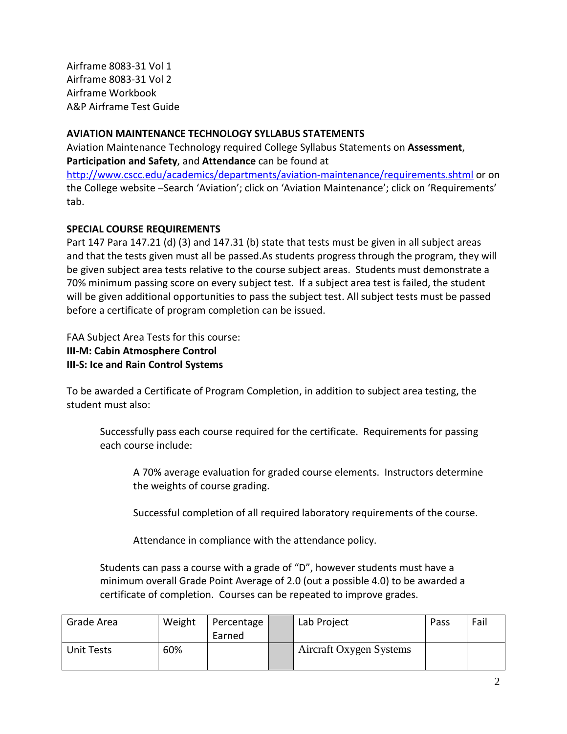Airframe 8083-31 Vol 1
Airframe 8083-31 Vol 2
Airframe Workbook
A&P Airframe Test Guide

**AVIATION MAINTENANCE TECHNOLOGY SYLLABUS STATEMENTS**

Aviation Maintenance Technology required College Syllabus Statements on **Assessment**, **Participation and Safety**, and **Attendance** can be found at http://www.cscc.edu/academics/departments/aviation-maintenance/requirements.shtml or on the College website –Search 'Aviation'; click on 'Aviation Maintenance'; click on 'Requirements' tab.

**SPECIAL COURSE REQUIREMENTS**

Part 147 Para 147.21 (d) (3) and 147.31 (b) state that tests must be given in all subject areas and that the tests given must all be passed.As students progress through the program, they will be given subject area tests relative to the course subject areas. Students must demonstrate a 70% minimum passing score on every subject test. If a subject area test is failed, the student will be given additional opportunities to pass the subject test. All subject tests must be passed before a certificate of program completion can be issued.

FAA Subject Area Tests for this course:
**III-M: Cabin Atmosphere Control**
**III-S: Ice and Rain Control Systems**

To be awarded a Certificate of Program Completion, in addition to subject area testing, the student must also:

> Successfully pass each course required for the certificate. Requirements for passing each course include:
>
> > A 70% average evaluation for graded course elements. Instructors determine the weights of course grading.
> >
> > Successful completion of all required laboratory requirements of the course.
> >
> > Attendance in compliance with the attendance policy.
>
> Students can pass a course with a grade of "D", however students must have a minimum overall Grade Point Average of 2.0 (out a possible 4.0) to be awarded a certificate of completion. Courses can be repeated to improve grades.

| Grade Area | Weight | Percentage Earned | | Lab Project | Pass | Fail |
|---|---|---|---|---|---|---|
| Unit Tests | 60% | | | Aircraft Oxygen Systems | | |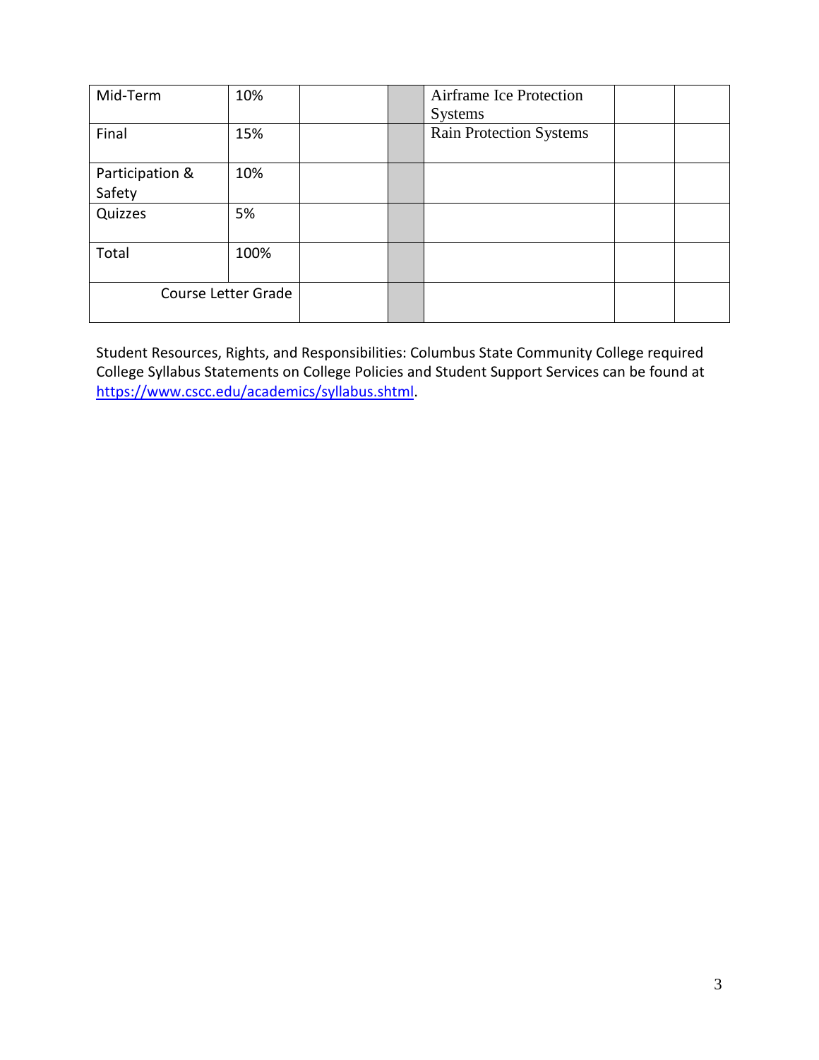| Mid-Term | 10% | | | Airframe Ice Protection Systems | | |
|---|---|---|---|---|---|---|
| Final | 15% | | | Rain Protection Systems | | |
| Participation & Safety | 10% | | | | | |
| Quizzes | 5% | | | | | |
| Total | 100% | | | | | |
| Course Letter Grade | | | | | | |

Student Resources, Rights, and Responsibilities: Columbus State Community College required College Syllabus Statements on College Policies and Student Support Services can be found at https://www.cscc.edu/academics/syllabus.shtml.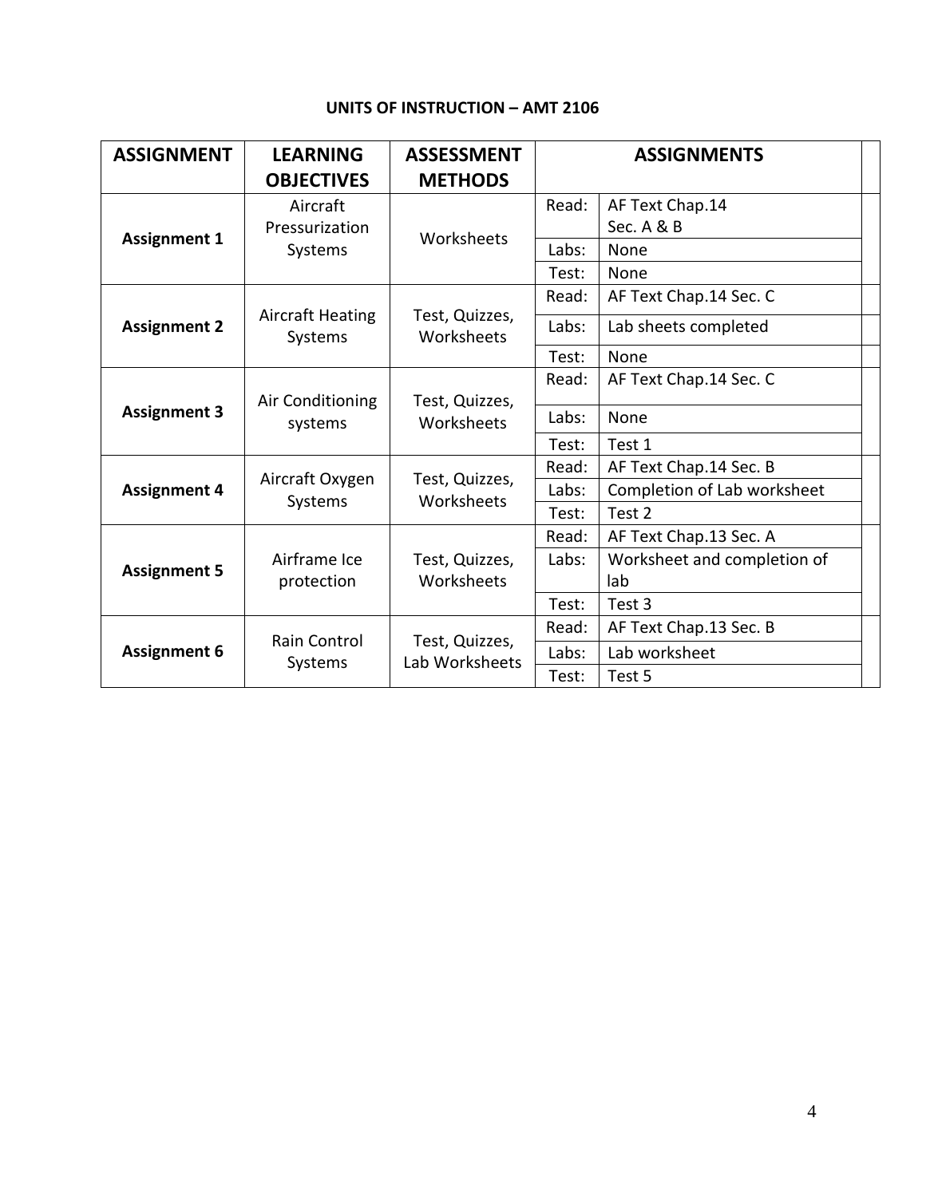**UNITS OF INSTRUCTION – AMT 2106**

| ASSIGNMENT | LEARNING OBJECTIVES | ASSESSMENT METHODS | ASSIGNMENTS | | |
|---|---|---|---|---|---|
| **Assignment 1** | Aircraft Pressurization Systems | Worksheets | Read: | AF Text Chap.14 Sec. A & B | |
| | | | Labs: | None | |
| | | | Test: | None | |
| **Assignment 2** | Aircraft Heating Systems | Test, Quizzes, Worksheets | Read: | AF Text Chap.14 Sec. C | |
| | | | Labs: | Lab sheets completed | |
| | | | Test: | None | |
| **Assignment 3** | Air Conditioning systems | Test, Quizzes, Worksheets | Read: | AF Text Chap.14 Sec. C | |
| | | | Labs: | None | |
| | | | Test: | Test 1 | |
| **Assignment 4** | Aircraft Oxygen Systems | Test, Quizzes, Worksheets | Read: | AF Text Chap.14 Sec. B | |
| | | | Labs: | Completion of Lab worksheet | |
| | | | Test: | Test 2 | |
| **Assignment 5** | Airframe Ice protection | Test, Quizzes, Worksheets | Read: | AF Text Chap.13 Sec. A | |
| | | | Labs: | Worksheet and completion of lab | |
| | | | Test: | Test 3 | |
| **Assignment 6** | Rain Control Systems | Test, Quizzes, Lab Worksheets | Read: | AF Text Chap.13 Sec. B | |
| | | | Labs: | Lab worksheet | |
| | | | Test: | Test 5 | |